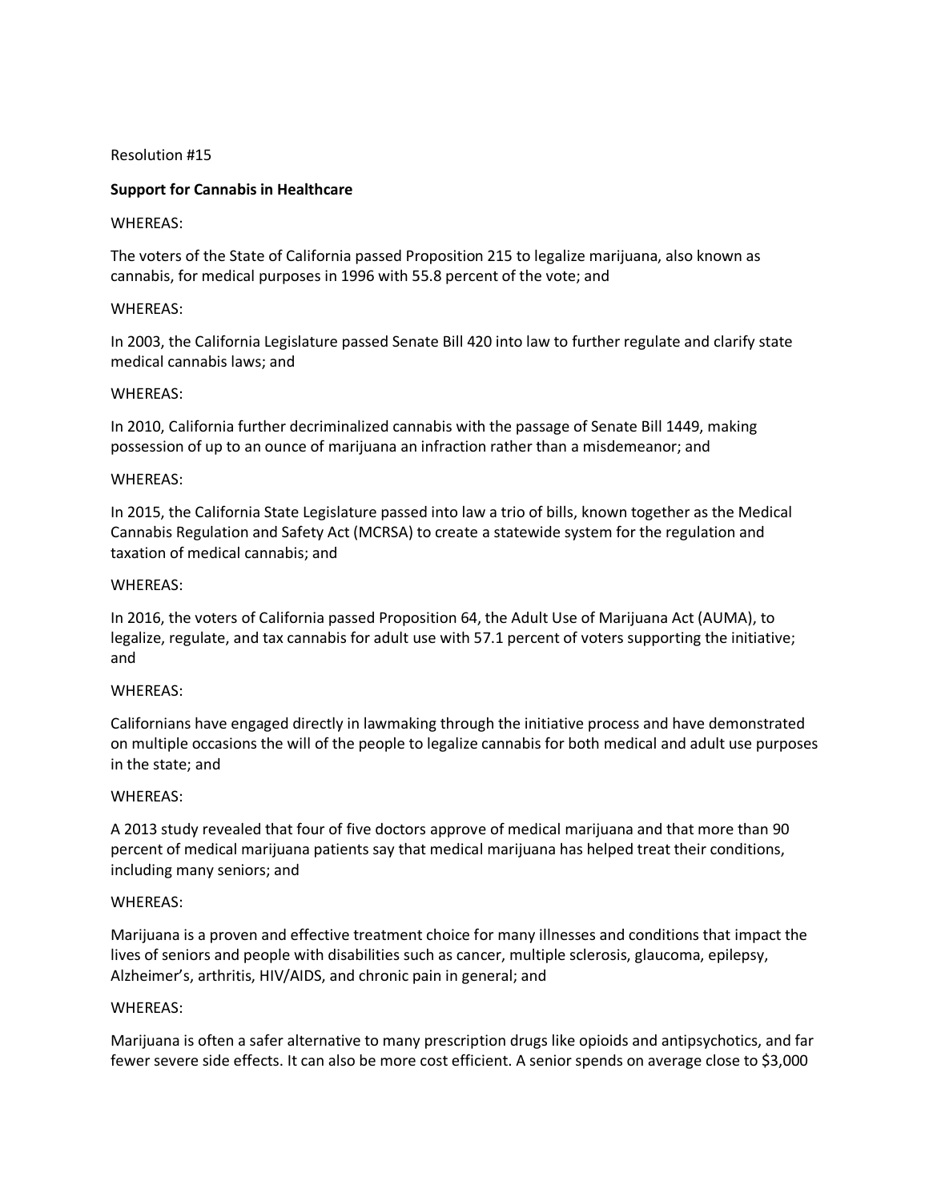Resolution #15

**Support for Cannabis in Healthcare**

WHEREAS:

The voters of the State of California passed Proposition 215 to legalize marijuana, also known as cannabis, for medical purposes in 1996 with 55.8 percent of the vote; and

WHEREAS:

In 2003, the California Legislature passed Senate Bill 420 into law to further regulate and clarify state medical cannabis laws; and

WHEREAS:

In 2010, California further decriminalized cannabis with the passage of Senate Bill 1449, making possession of up to an ounce of marijuana an infraction rather than a misdemeanor; and

WHEREAS:

In 2015, the California State Legislature passed into law a trio of bills, known together as the Medical Cannabis Regulation and Safety Act (MCRSA) to create a statewide system for the regulation and taxation of medical cannabis; and

WHEREAS:

In 2016, the voters of California passed Proposition 64, the Adult Use of Marijuana Act (AUMA), to legalize, regulate, and tax cannabis for adult use with 57.1 percent of voters supporting the initiative; and

WHEREAS:

Californians have engaged directly in lawmaking through the initiative process and have demonstrated on multiple occasions the will of the people to legalize cannabis for both medical and adult use purposes in the state; and

WHEREAS:

A 2013 study revealed that four of five doctors approve of medical marijuana and that more than 90 percent of medical marijuana patients say that medical marijuana has helped treat their conditions, including many seniors; and

WHEREAS:

Marijuana is a proven and effective treatment choice for many illnesses and conditions that impact the lives of seniors and people with disabilities such as cancer, multiple sclerosis, glaucoma, epilepsy, Alzheimer's, arthritis, HIV/AIDS, and chronic pain in general; and

WHEREAS:

Marijuana is often a safer alternative to many prescription drugs like opioids and antipsychotics, and far fewer severe side effects. It can also be more cost efficient. A senior spends on average close to $3,000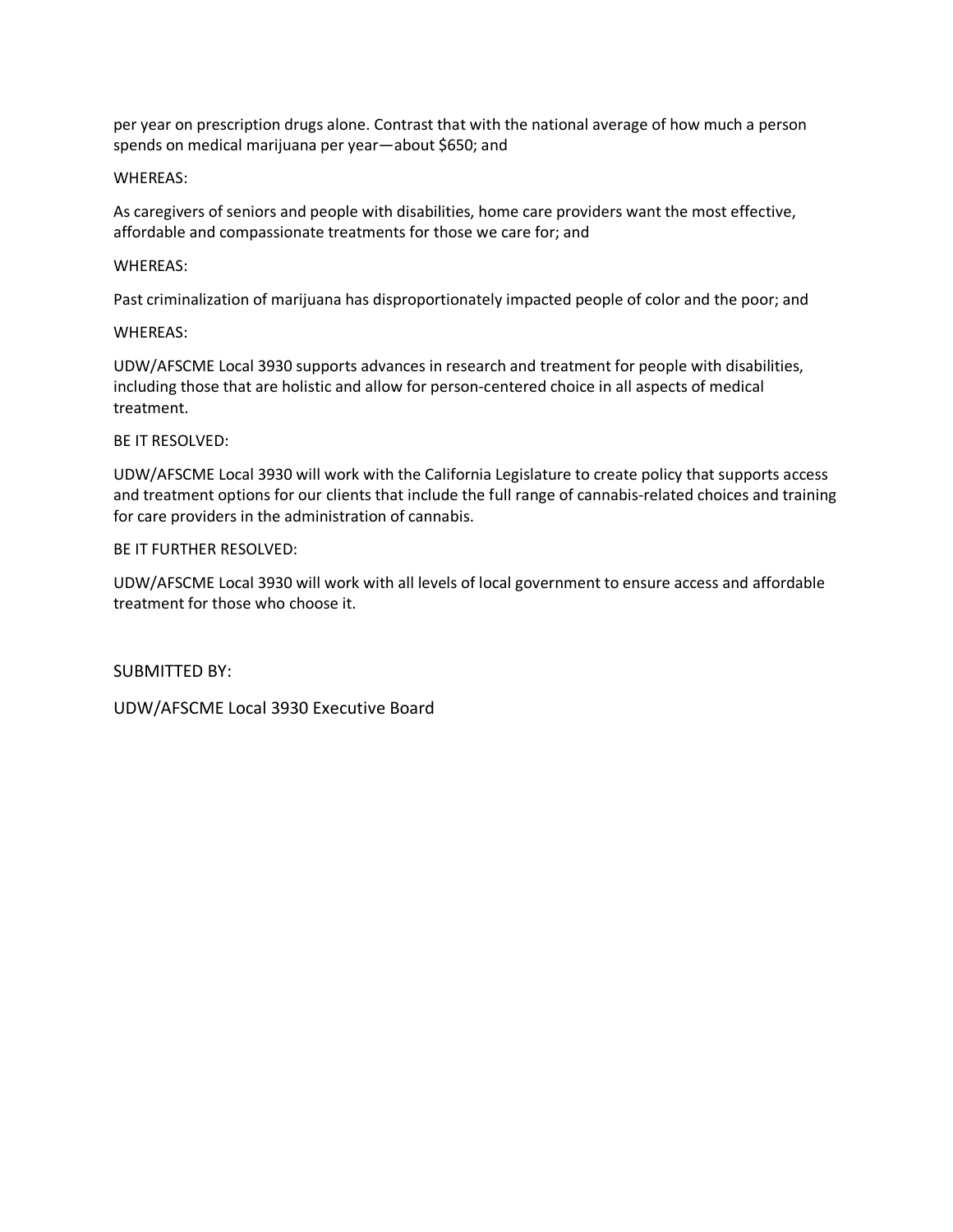per year on prescription drugs alone. Contrast that with the national average of how much a person spends on medical marijuana per year—about $650; and

WHEREAS:

As caregivers of seniors and people with disabilities, home care providers want the most effective, affordable and compassionate treatments for those we care for; and

WHEREAS:

Past criminalization of marijuana has disproportionately impacted people of color and the poor; and

WHEREAS:

UDW/AFSCME Local 3930 supports advances in research and treatment for people with disabilities, including those that are holistic and allow for person-centered choice in all aspects of medical treatment.

BE IT RESOLVED:

UDW/AFSCME Local 3930 will work with the California Legislature to create policy that supports access and treatment options for our clients that include the full range of cannabis-related choices and training for care providers in the administration of cannabis.

BE IT FURTHER RESOLVED:

UDW/AFSCME Local 3930 will work with all levels of local government to ensure access and affordable treatment for those who choose it.

SUBMITTED BY:

UDW/AFSCME Local 3930 Executive Board